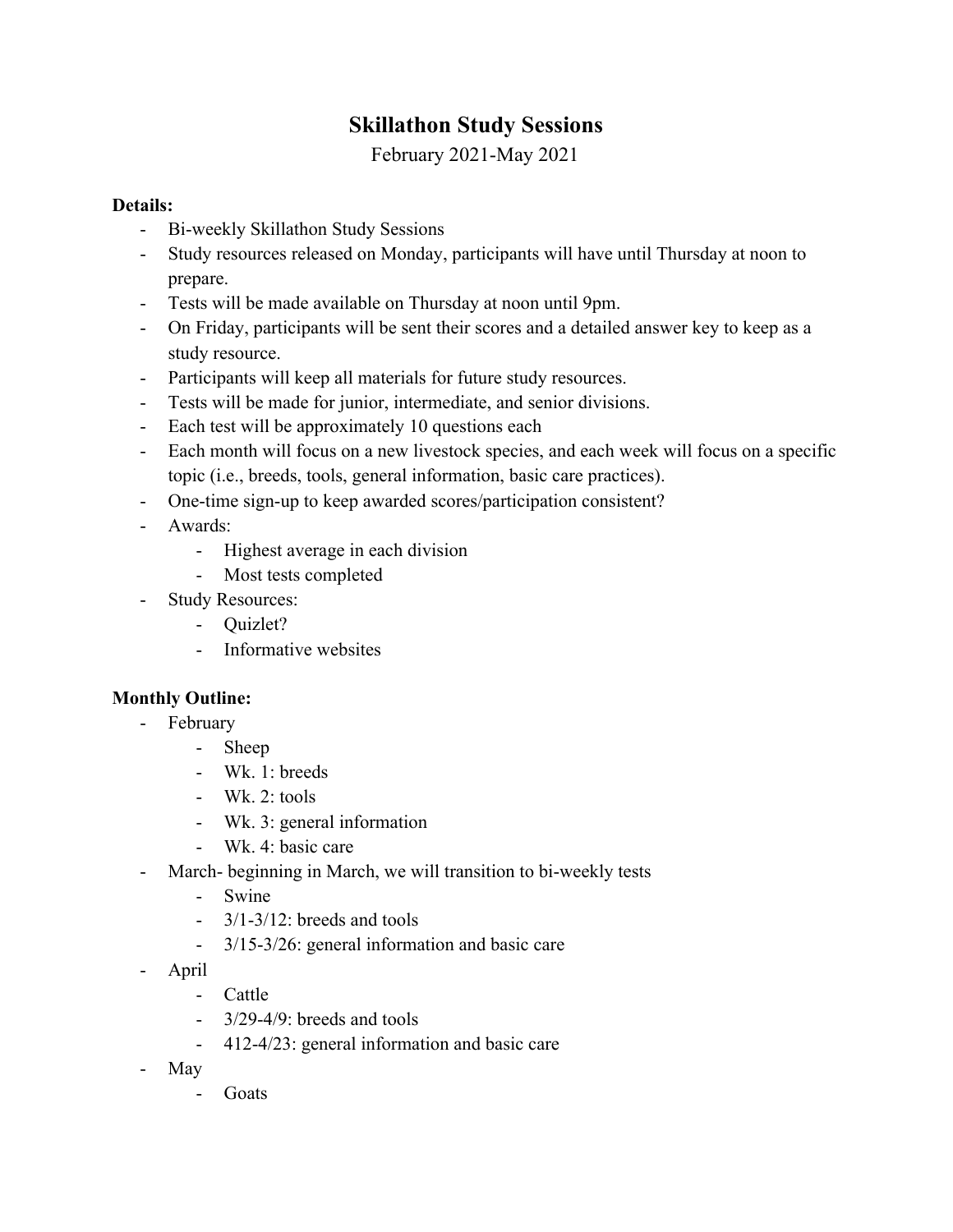# Skillathon Study Sessions

February 2021-May 2021

**Details:**

- Bi-weekly Skillathon Study Sessions
- Study resources released on Monday, participants will have until Thursday at noon to prepare.
- Tests will be made available on Thursday at noon until 9pm.
- On Friday, participants will be sent their scores and a detailed answer key to keep as a study resource.
- Participants will keep all materials for future study resources.
- Tests will be made for junior, intermediate, and senior divisions.
- Each test will be approximately 10 questions each
- Each month will focus on a new livestock species, and each week will focus on a specific topic (i.e., breeds, tools, general information, basic care practices).
- One-time sign-up to keep awarded scores/participation consistent?
- Awards:
    - Highest average in each division
    - Most tests completed
- Study Resources:
    - Quizlet?
    - Informative websites

**Monthly Outline:**

- February
    - Sheep
    - Wk. 1: breeds
    - Wk. 2: tools
    - Wk. 3: general information
    - Wk. 4: basic care
- March- beginning in March, we will transition to bi-weekly tests
    - Swine
    - 3/1-3/12: breeds and tools
    - 3/15-3/26: general information and basic care
- April
    - Cattle
    - 3/29-4/9: breeds and tools
    - 412-4/23: general information and basic care
- May
    - Goats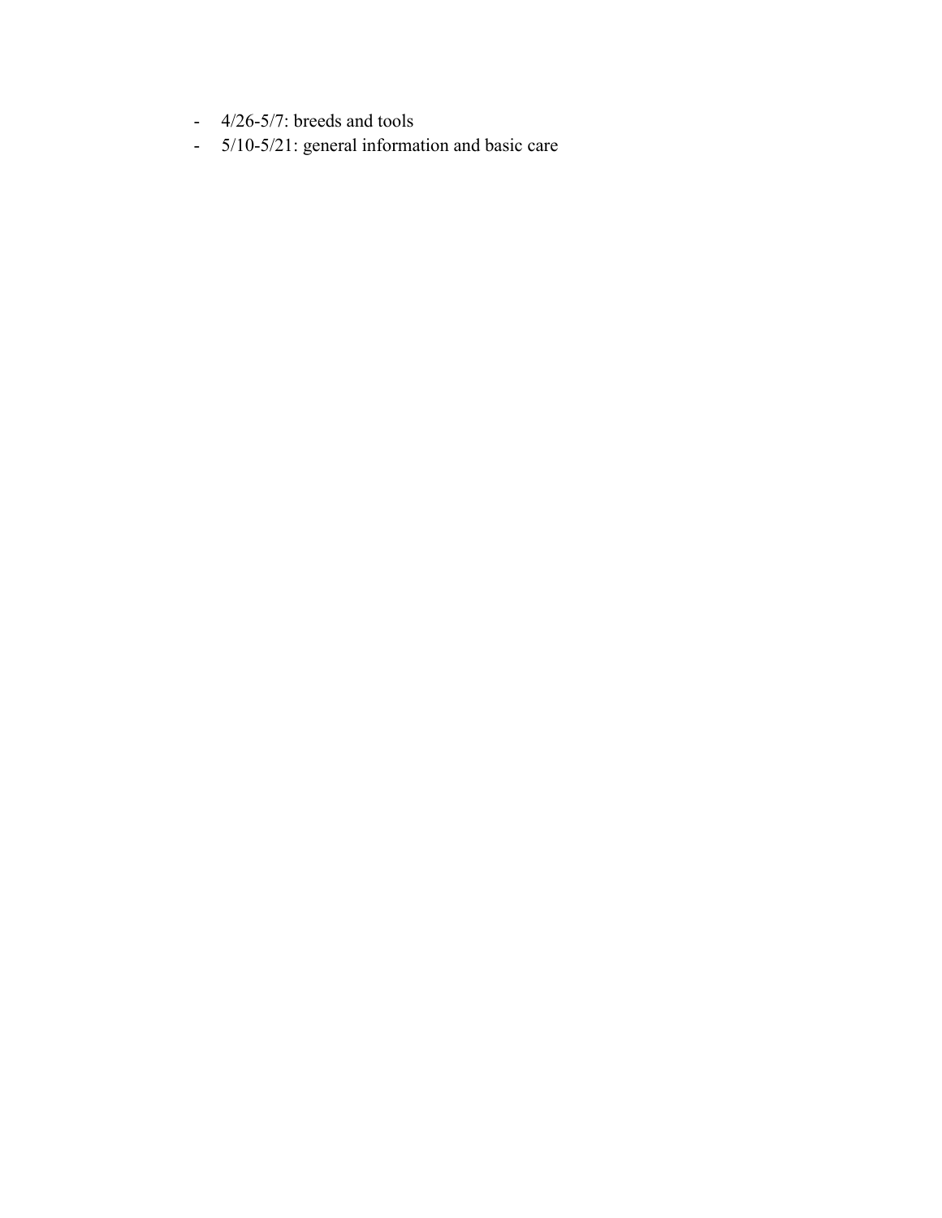- 4/26-5/7: breeds and tools
- 5/10-5/21: general information and basic care